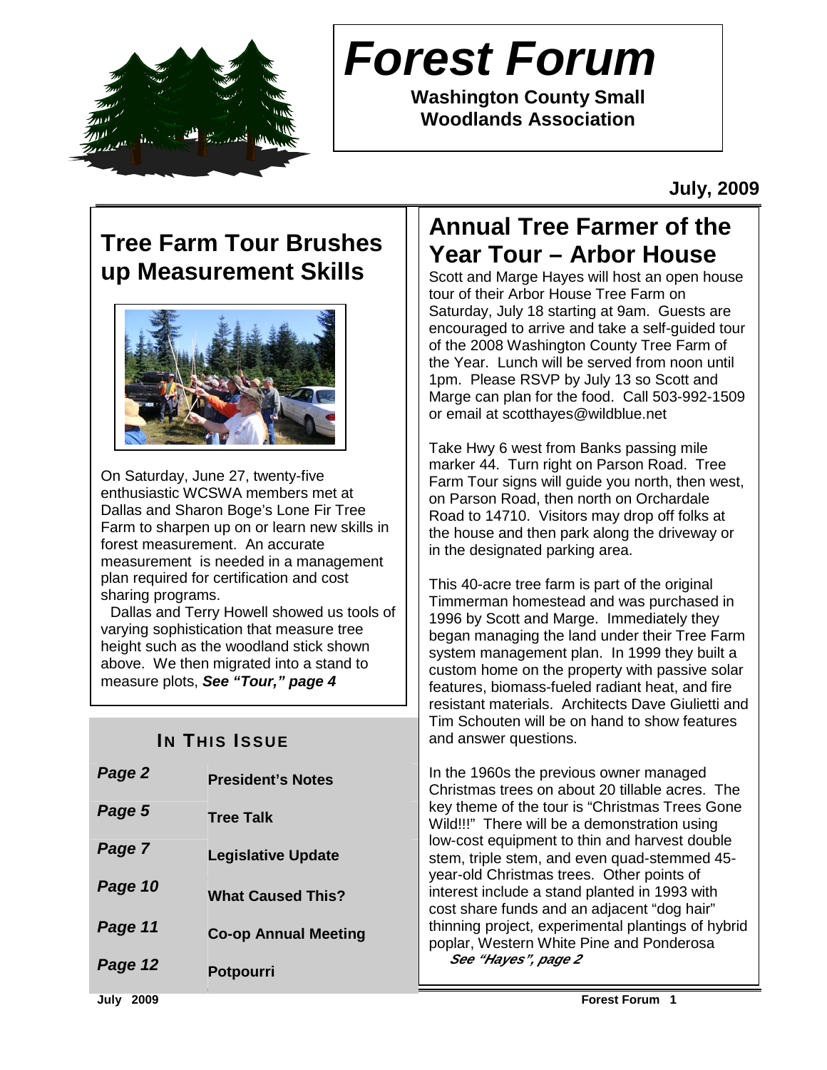# Forest Forum

**Washington County Small Woodlands Association**

**July, 2009**

## Tree Farm Tour Brushes up Measurement Skills

On Saturday, June 27, twenty-five enthusiastic WCSWA members met at Dallas and Sharon Boge's Lone Fir Tree Farm to sharpen up on or learn new skills in forest measurement. An accurate measurement is needed in a management plan required for certification and cost sharing programs.

Dallas and Terry Howell showed us tools of varying sophistication that measure tree height such as the woodland stick shown above. We then migrated into a stand to measure plots, ***See "Tour," page 4***

### In This Issue

| | |
|---|---|
| *Page 2* | President's Notes |
| *Page 5* | Tree Talk |
| *Page 7* | Legislative Update |
| *Page 10* | What Caused This? |
| *Page 11* | Co-op Annual Meeting |
| *Page 12* | Potpourri |

## Annual Tree Farmer of the Year Tour – Arbor House

Scott and Marge Hayes will host an open house tour of their Arbor House Tree Farm on Saturday, July 18 starting at 9am. Guests are encouraged to arrive and take a self-guided tour of the 2008 Washington County Tree Farm of the Year. Lunch will be served from noon until 1pm. Please RSVP by July 13 so Scott and Marge can plan for the food. Call 503-992-1509 or email at scotthayes@wildblue.net

Take Hwy 6 west from Banks passing mile marker 44. Turn right on Parson Road. Tree Farm Tour signs will guide you north, then west, on Parson Road, then north on Orchardale Road to 14710. Visitors may drop off folks at the house and then park along the driveway or in the designated parking area.

This 40-acre tree farm is part of the original Timmerman homestead and was purchased in 1996 by Scott and Marge. Immediately they began managing the land under their Tree Farm system management plan. In 1999 they built a custom home on the property with passive solar features, biomass-fueled radiant heat, and fire resistant materials. Architects Dave Giulietti and Tim Schouten will be on hand to show features and answer questions.

In the 1960s the previous owner managed Christmas trees on about 20 tillable acres. The key theme of the tour is "Christmas Trees Gone Wild!!!" There will be a demonstration using low-cost equipment to thin and harvest double stem, triple stem, and even quad-stemmed 45-year-old Christmas trees. Other points of interest include a stand planted in 1993 with cost share funds and an adjacent "dog hair" thinning project, experimental plantings of hybrid poplar, Western White Pine and Ponderosa ***See "Hayes", page 2***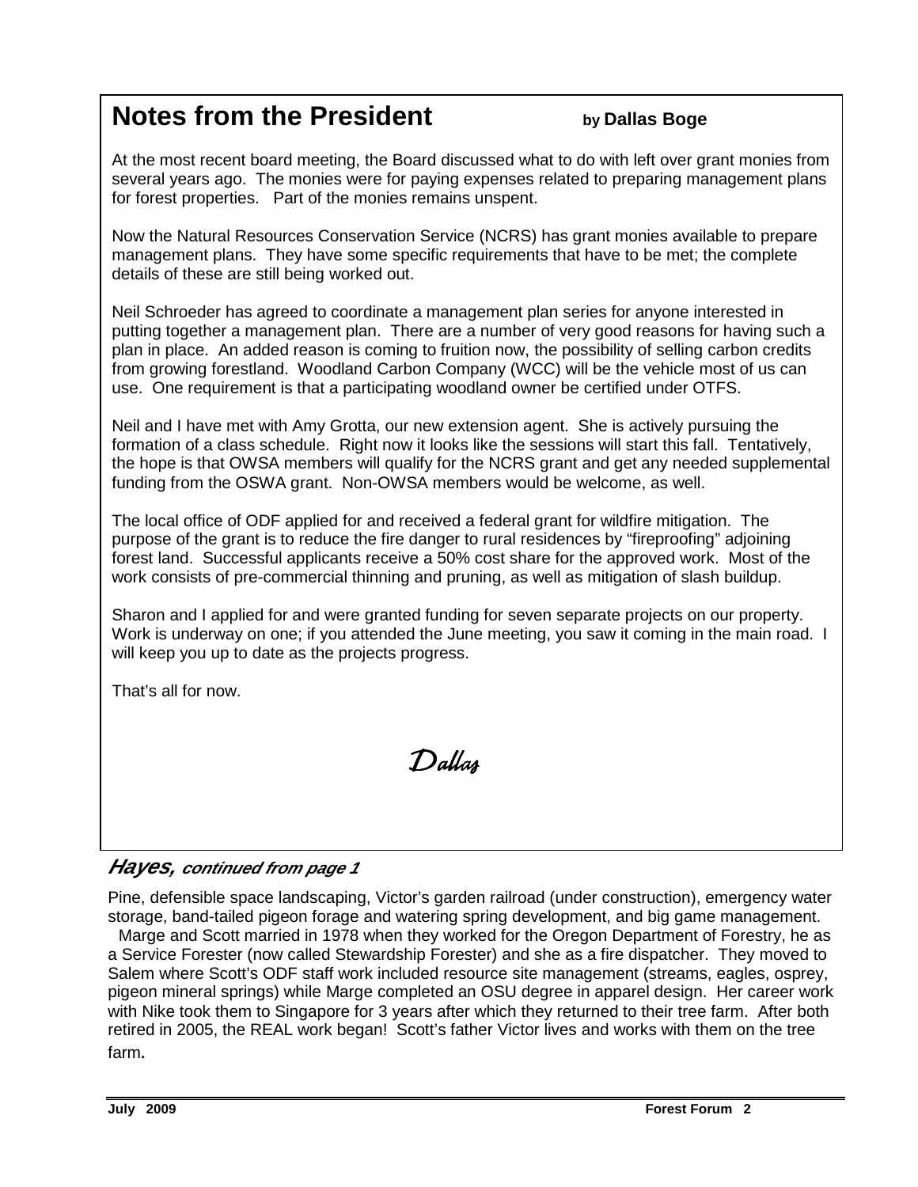## Notes from the President

**by Dallas Boge**

At the most recent board meeting, the Board discussed what to do with left over grant monies from several years ago. The monies were for paying expenses related to preparing management plans for forest properties. Part of the monies remains unspent.

Now the Natural Resources Conservation Service (NCRS) has grant monies available to prepare management plans. They have some specific requirements that have to be met; the complete details of these are still being worked out.

Neil Schroeder has agreed to coordinate a management plan series for anyone interested in putting together a management plan. There are a number of very good reasons for having such a plan in place. An added reason is coming to fruition now, the possibility of selling carbon credits from growing forestland. Woodland Carbon Company (WCC) will be the vehicle most of us can use. One requirement is that a participating woodland owner be certified under OTFS.

Neil and I have met with Amy Grotta, our new extension agent. She is actively pursuing the formation of a class schedule. Right now it looks like the sessions will start this fall. Tentatively, the hope is that OWSA members will qualify for the NCRS grant and get any needed supplemental funding from the OSWA grant. Non-OWSA members would be welcome, as well.

The local office of ODF applied for and received a federal grant for wildfire mitigation. The purpose of the grant is to reduce the fire danger to rural residences by "fireproofing" adjoining forest land. Successful applicants receive a 50% cost share for the approved work. Most of the work consists of pre-commercial thinning and pruning, as well as mitigation of slash buildup.

Sharon and I applied for and were granted funding for seven separate projects on our property. Work is underway on one; if you attended the June meeting, you saw it coming in the main road. I will keep you up to date as the projects progress.

That's all for now.

*Dallas*

### *Hayes, continued from page 1*

Pine, defensible space landscaping, Victor's garden railroad (under construction), emergency water storage, band-tailed pigeon forage and watering spring development, and big game management.

Marge and Scott married in 1978 when they worked for the Oregon Department of Forestry, he as a Service Forester (now called Stewardship Forester) and she as a fire dispatcher. They moved to Salem where Scott's ODF staff work included resource site management (streams, eagles, osprey, pigeon mineral springs) while Marge completed an OSU degree in apparel design. Her career work with Nike took them to Singapore for 3 years after which they returned to their tree farm. After both retired in 2005, the REAL work began! Scott's father Victor lives and works with them on the tree farm.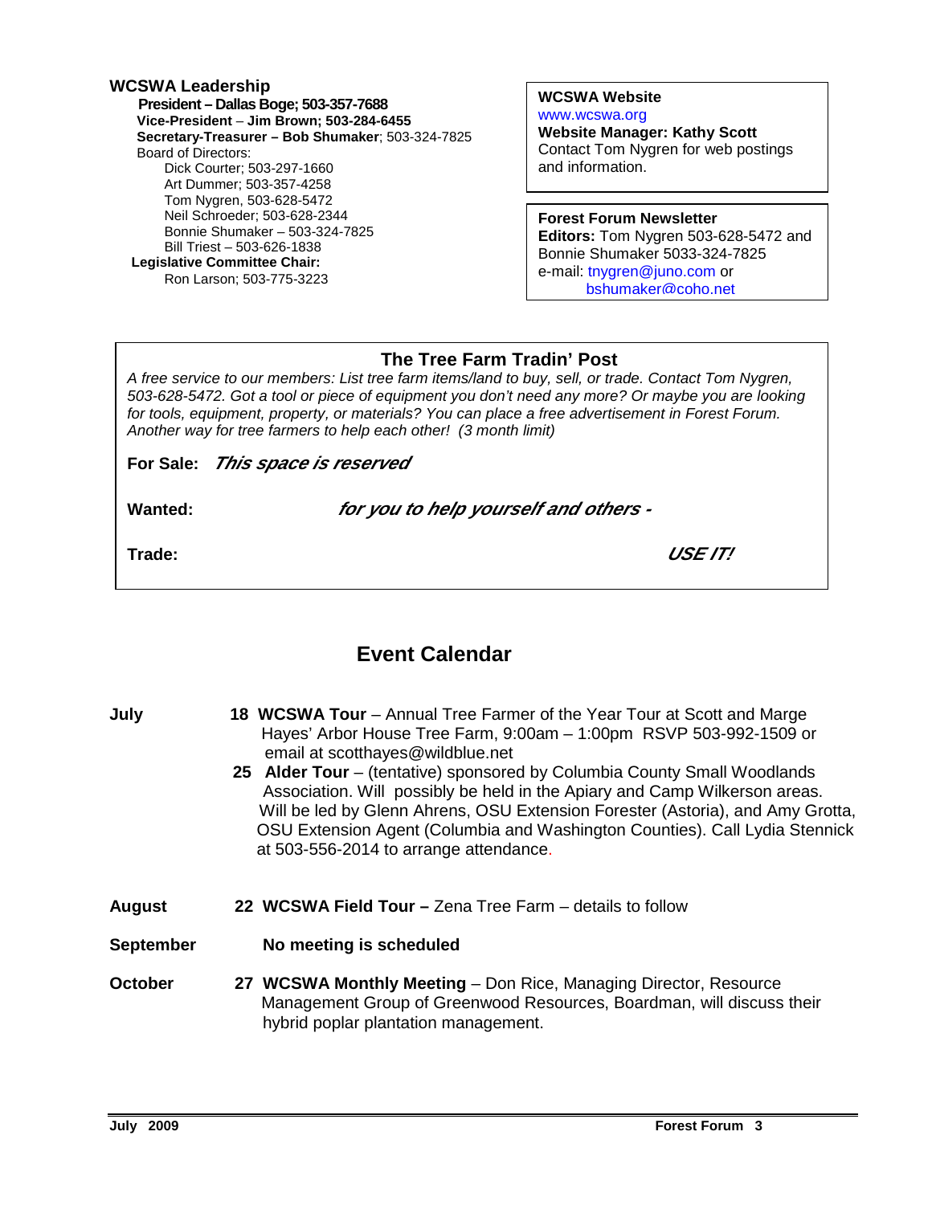## WCSWA Leadership

**President – Dallas Boge; 503-357-7688**
**Vice-President – Jim Brown; 503-284-6455**
**Secretary-Treasurer – Bob Shumaker**; 503-324-7825
Board of Directors:
- Dick Courter; 503-297-1660
- Art Dummer; 503-357-4258
- Tom Nygren, 503-628-5472
- Neil Schroeder; 503-628-2344
- Bonnie Shumaker – 503-324-7825
- Bill Triest – 503-626-1838

**Legislative Committee Chair:**
Ron Larson; 503-775-3223

**WCSWA Website**
www.wcswa.org
**Website Manager: Kathy Scott**
Contact Tom Nygren for web postings and information.

**Forest Forum Newsletter**
**Editors:** Tom Nygren 503-628-5472 and Bonnie Shumaker 5033-324-7825
e-mail: tnygren@juno.com or bshumaker@coho.net

## The Tree Farm Tradin' Post

*A free service to our members: List tree farm items/land to buy, sell, or trade. Contact Tom Nygren, 503-628-5472. Got a tool or piece of equipment you don't need any more? Or maybe you are looking for tools, equipment, property, or materials? You can place a free advertisement in Forest Forum. Another way for tree farmers to help each other! (3 month limit)*

**For Sale:** ***This space is reserved***

**Wanted:** ***for you to help yourself and others -***

**Trade:** ***USE IT!***

# Event Calendar

**July**

**18 WCSWA Tour** – Annual Tree Farmer of the Year Tour at Scott and Marge Hayes' Arbor House Tree Farm, 9:00am – 1:00pm RSVP 503-992-1509 or email at scotthayes@wildblue.net

**25 Alder Tour** – (tentative) sponsored by Columbia County Small Woodlands Association. Will possibly be held in the Apiary and Camp Wilkerson areas. Will be led by Glenn Ahrens, OSU Extension Forester (Astoria), and Amy Grotta, OSU Extension Agent (Columbia and Washington Counties). Call Lydia Stennick at 503-556-2014 to arrange attendance.

**August**

**22 WCSWA Field Tour –** Zena Tree Farm – details to follow

**September**

**No meeting is scheduled**

**October**

**27 WCSWA Monthly Meeting** – Don Rice, Managing Director, Resource Management Group of Greenwood Resources, Boardman, will discuss their hybrid poplar plantation management.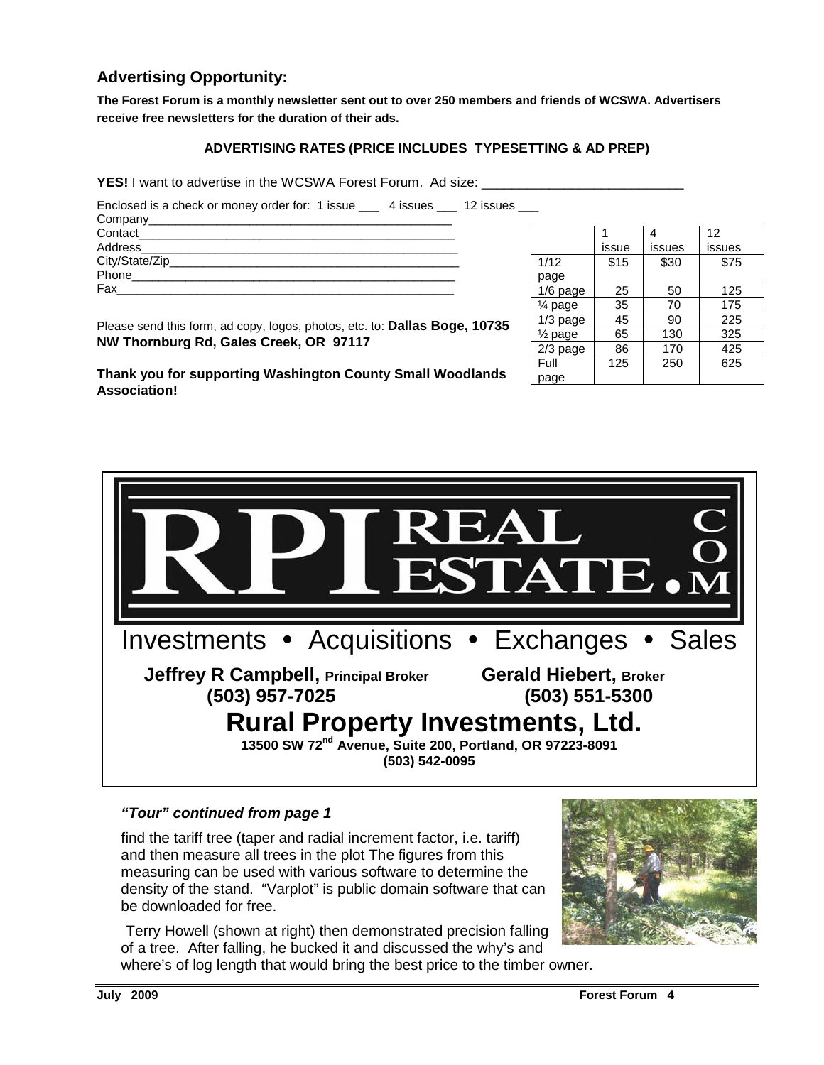## Advertising Opportunity:

**The Forest Forum is a monthly newsletter sent out to over 250 members and friends of WCSWA. Advertisers receive free newsletters for the duration of their ads.**

**ADVERTISING RATES (PRICE INCLUDES TYPESETTING & AD PREP)**

**YES!** I want to advertise in the WCSWA Forest Forum. Ad size: ___________________________

Enclosed is a check or money order for: 1 issue ___ 4 issues ___ 12 issues ___

Company_____________________________________________

Contact______________________________________________

Address______________________________________________

City/State/Zip_________________________________________

Phone_______________________________________________

Fax_________________________________________________

| | 1 issue | 4 issues | 12 issues |
|---|---|---|---|
| 1/12 page | $15 | $30 | $75 |
| 1/6 page | 25 | 50 | 125 |
| ¼ page | 35 | 70 | 175 |
| 1/3 page | 45 | 90 | 225 |
| ½ page | 65 | 130 | 325 |
| 2/3 page | 86 | 170 | 425 |
| Full page | 125 | 250 | 625 |

Please send this form, ad copy, logos, photos, etc. to: **Dallas Boge, 10735 NW Thornburg Rd, Gales Creek, OR 97117**

**Thank you for supporting Washington County Small Woodlands Association!**

RPI REAL ESTATE.COM

Investments • Acquisitions • Exchanges • Sales

**Jeffrey R Campbell, Principal Broker**
**(503) 957-7025**

**Gerald Hiebert, Broker**
**(503) 551-5300**

**Rural Property Investments, Ltd.**

**13500 SW 72nd Avenue, Suite 200, Portland, OR 97223-8091**
**(503) 542-0095**

### *"Tour" continued from page 1*

find the tariff tree (taper and radial increment factor, i.e. tariff) and then measure all trees in the plot The figures from this measuring can be used with various software to determine the density of the stand. "Varplot" is public domain software that can be downloaded for free.

Terry Howell (shown at right) then demonstrated precision falling of a tree. After falling, he bucked it and discussed the why's and where's of log length that would bring the best price to the timber owner.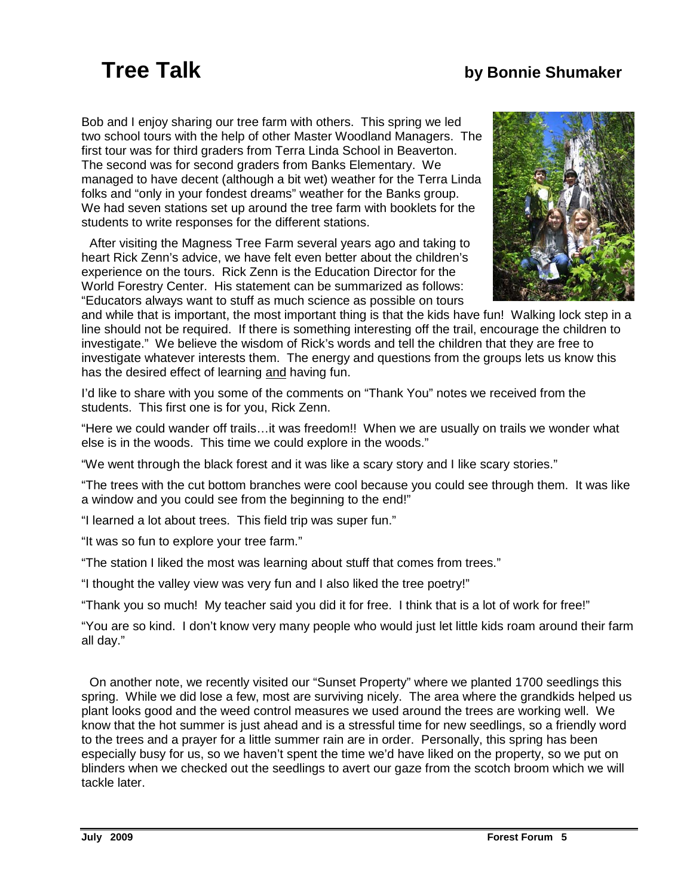# Tree Talk

**by Bonnie Shumaker**

Bob and I enjoy sharing our tree farm with others. This spring we led two school tours with the help of other Master Woodland Managers. The first tour was for third graders from Terra Linda School in Beaverton. The second was for second graders from Banks Elementary. We managed to have decent (although a bit wet) weather for the Terra Linda folks and "only in your fondest dreams" weather for the Banks group. We had seven stations set up around the tree farm with booklets for the students to write responses for the different stations.

After visiting the Magness Tree Farm several years ago and taking to heart Rick Zenn's advice, we have felt even better about the children's experience on the tours. Rick Zenn is the Education Director for the World Forestry Center. His statement can be summarized as follows: "Educators always want to stuff as much science as possible on tours and while that is important, the most important thing is that the kids have fun! Walking lock step in a line should not be required. If there is something interesting off the trail, encourage the children to investigate." We believe the wisdom of Rick's words and tell the children that they are free to investigate whatever interests them. The energy and questions from the groups lets us know this has the desired effect of learning and having fun.

I'd like to share with you some of the comments on "Thank You" notes we received from the students. This first one is for you, Rick Zenn.

"Here we could wander off trails…it was freedom!! When we are usually on trails we wonder what else is in the woods. This time we could explore in the woods."

"We went through the black forest and it was like a scary story and I like scary stories."

"The trees with the cut bottom branches were cool because you could see through them. It was like a window and you could see from the beginning to the end!"

"I learned a lot about trees. This field trip was super fun."

"It was so fun to explore your tree farm."

"The station I liked the most was learning about stuff that comes from trees."

"I thought the valley view was very fun and I also liked the tree poetry!"

"Thank you so much! My teacher said you did it for free. I think that is a lot of work for free!"

"You are so kind. I don't know very many people who would just let little kids roam around their farm all day."

On another note, we recently visited our "Sunset Property" where we planted 1700 seedlings this spring. While we did lose a few, most are surviving nicely. The area where the grandkids helped us plant looks good and the weed control measures we used around the trees are working well. We know that the hot summer is just ahead and is a stressful time for new seedlings, so a friendly word to the trees and a prayer for a little summer rain are in order. Personally, this spring has been especially busy for us, so we haven't spent the time we'd have liked on the property, so we put on blinders when we checked out the seedlings to avert our gaze from the scotch broom which we will tackle later.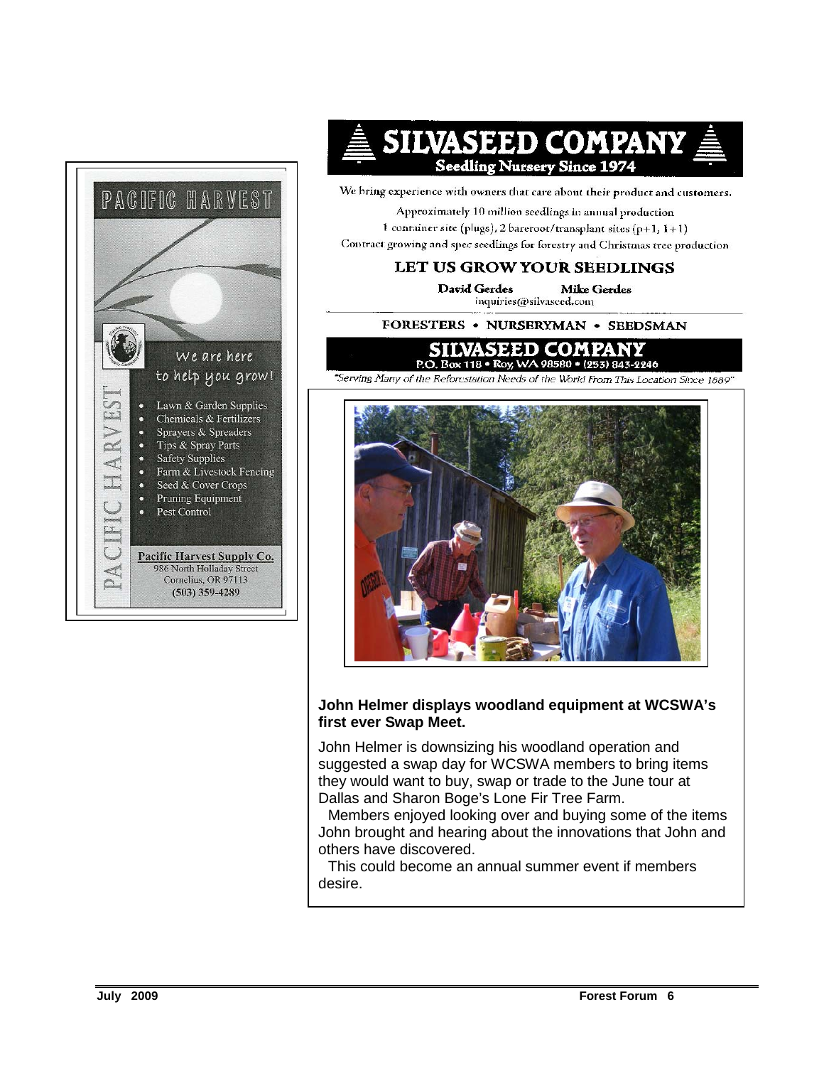# PACIFIC HARVEST

We are here to help you grow!

- Lawn & Garden Supplies
- Chemicals & Fertilizers
- Sprayers & Spreaders
- Tips & Spray Parts
- Safety Supplies
- Farm & Livestock Fencing
- Seed & Cover Crops
- Pruning Equipment
- Pest Control

**Pacific Harvest Supply Co.**
986 North Holladay Street
Cornelius, OR 97113
**(503) 359-4289**

# SILVASEED COMPANY

**Seedling Nursery Since 1974**

We bring experience with owners that care about their product and customers.

Approximately 10 million seedlings in annual production

1 container site (plugs), 2 bareroot/transplant sites (p+1, 1+1)

Contract growing and spec seedlings for forestry and Christmas tree production

## LET US GROW YOUR SEEDLINGS

**David Gerdes** **Mike Gerdes**
inquiries@silvaseed.com

FORESTERS • NURSERYMAN • SEEDSMAN

**SILVASEED COMPANY**
P.O. Box 118 • Roy, WA 98580 • (253) 843-2246

*"Serving Many of the Reforestation Needs of the World From This Location Since 1889"*

**John Helmer displays woodland equipment at WCSWA's first ever Swap Meet.**

John Helmer is downsizing his woodland operation and suggested a swap day for WCSWA members to bring items they would want to buy, swap or trade to the June tour at Dallas and Sharon Boge's Lone Fir Tree Farm.

Members enjoyed looking over and buying some of the items John brought and hearing about the innovations that John and others have discovered.

This could become an annual summer event if members desire.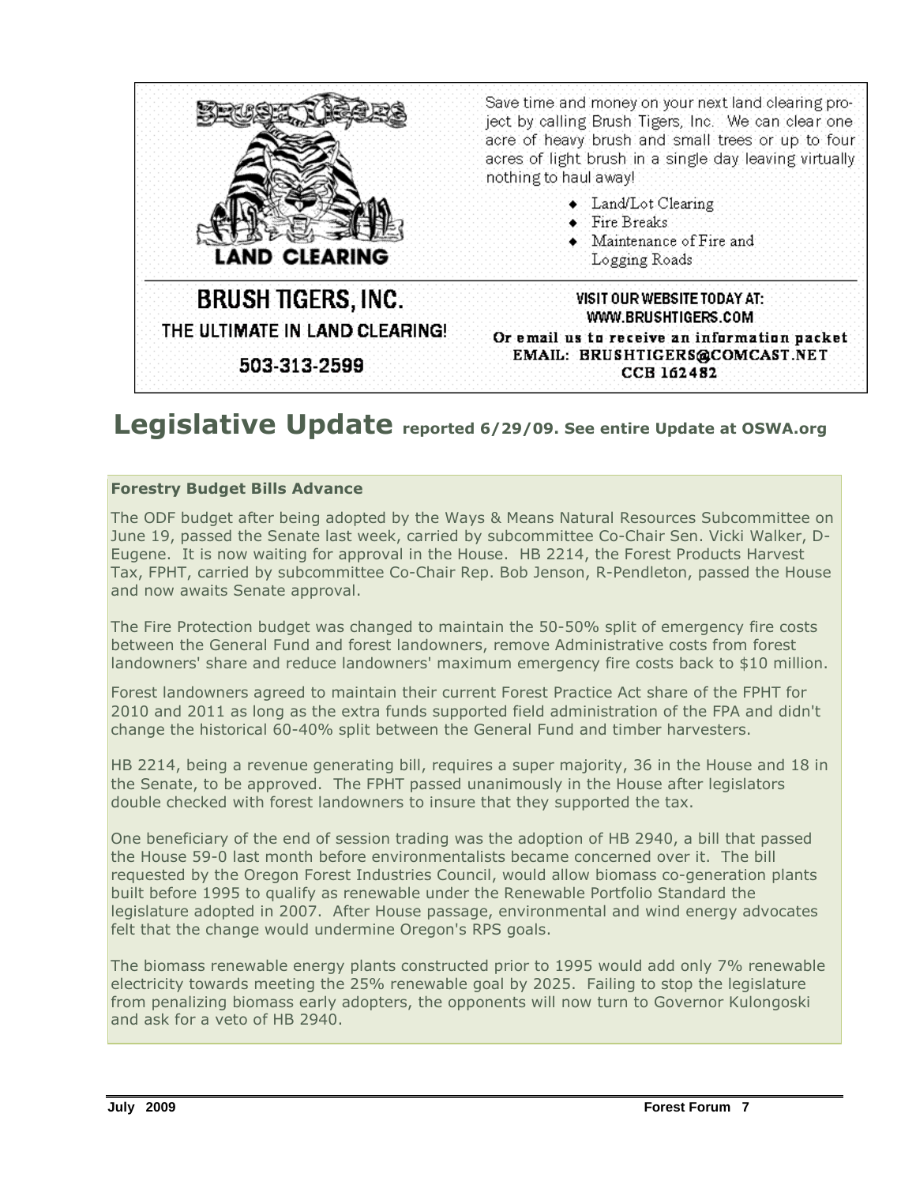Save time and money on your next land clearing project by calling Brush Tigers, Inc. We can clear one acre of heavy brush and small trees or up to four acres of light brush in a single day leaving virtually nothing to haul away!

- Land/Lot Clearing
- Fire Breaks
- Maintenance of Fire and Logging Roads

**LAND CLEARING**

**BRUSH TIGERS, INC.**

THE ULTIMATE IN LAND CLEARING!

503-313-2599

VISIT OUR WEBSITE TODAY AT:
WWW.BRUSHTIGERS.COM

Or email us to receive an information packet
EMAIL: BRUSHTIGERS@COMCAST.NET
CCB 162482

# Legislative Update reported 6/29/09. See entire Update at OSWA.org

**Forestry Budget Bills Advance**

The ODF budget after being adopted by the Ways & Means Natural Resources Subcommittee on June 19, passed the Senate last week, carried by subcommittee Co-Chair Sen. Vicki Walker, D-Eugene. It is now waiting for approval in the House. HB 2214, the Forest Products Harvest Tax, FPHT, carried by subcommittee Co-Chair Rep. Bob Jenson, R-Pendleton, passed the House and now awaits Senate approval.

The Fire Protection budget was changed to maintain the 50-50% split of emergency fire costs between the General Fund and forest landowners, remove Administrative costs from forest landowners' share and reduce landowners' maximum emergency fire costs back to $10 million.

Forest landowners agreed to maintain their current Forest Practice Act share of the FPHT for 2010 and 2011 as long as the extra funds supported field administration of the FPA and didn't change the historical 60-40% split between the General Fund and timber harvesters.

HB 2214, being a revenue generating bill, requires a super majority, 36 in the House and 18 in the Senate, to be approved. The FPHT passed unanimously in the House after legislators double checked with forest landowners to insure that they supported the tax.

One beneficiary of the end of session trading was the adoption of HB 2940, a bill that passed the House 59-0 last month before environmentalists became concerned over it. The bill requested by the Oregon Forest Industries Council, would allow biomass co-generation plants built before 1995 to qualify as renewable under the Renewable Portfolio Standard the legislature adopted in 2007. After House passage, environmental and wind energy advocates felt that the change would undermine Oregon's RPS goals.

The biomass renewable energy plants constructed prior to 1995 would add only 7% renewable electricity towards meeting the 25% renewable goal by 2025. Failing to stop the legislature from penalizing biomass early adopters, the opponents will now turn to Governor Kulongoski and ask for a veto of HB 2940.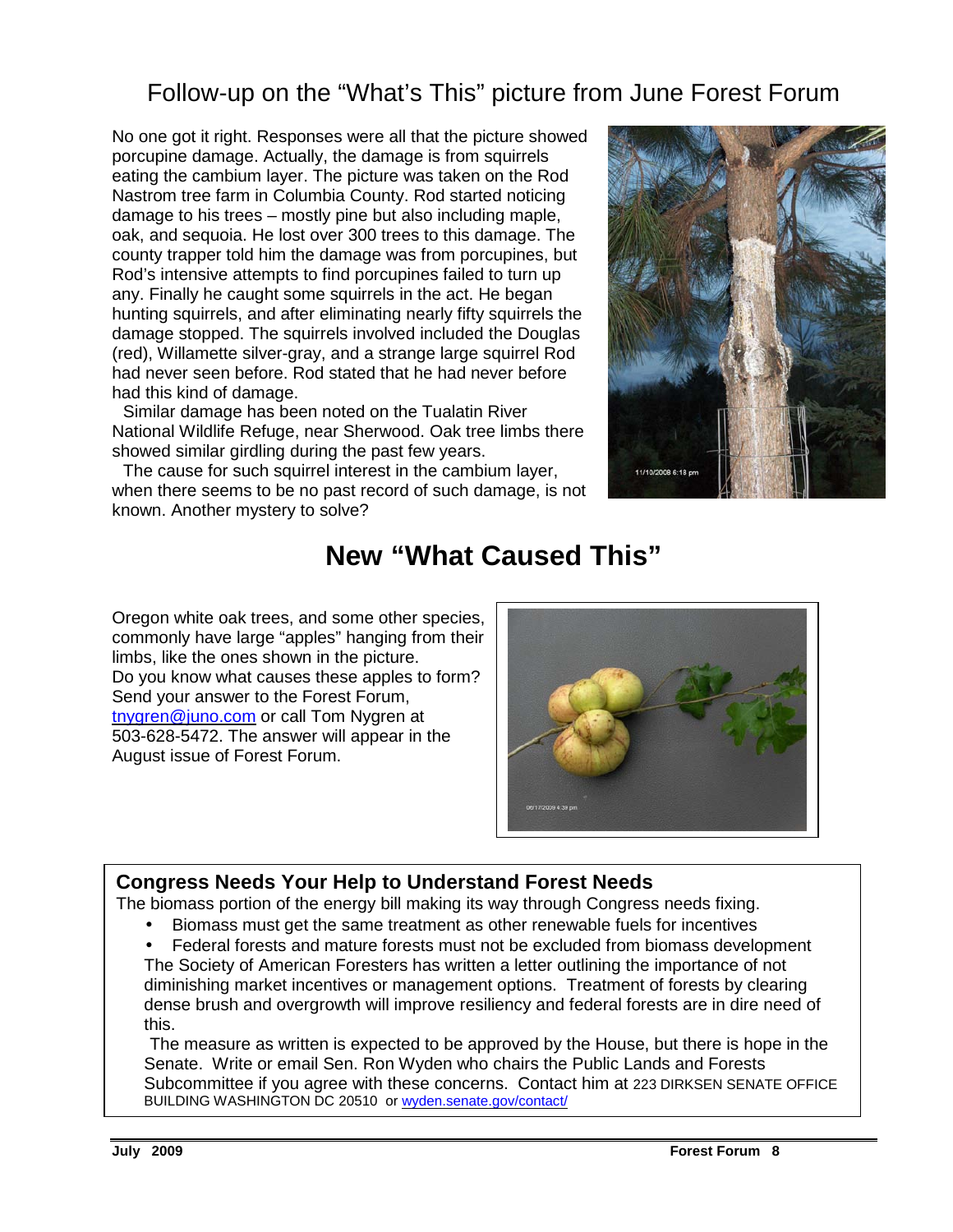## Follow-up on the "What's This" picture from June Forest Forum

No one got it right. Responses were all that the picture showed porcupine damage. Actually, the damage is from squirrels eating the cambium layer. The picture was taken on the Rod Nastrom tree farm in Columbia County. Rod started noticing damage to his trees – mostly pine but also including maple, oak, and sequoia. He lost over 300 trees to this damage. The county trapper told him the damage was from porcupines, but Rod's intensive attempts to find porcupines failed to turn up any. Finally he caught some squirrels in the act. He began hunting squirrels, and after eliminating nearly fifty squirrels the damage stopped. The squirrels involved included the Douglas (red), Willamette silver-gray, and a strange large squirrel Rod had never seen before. Rod stated that he had never before had this kind of damage.

Similar damage has been noted on the Tualatin River National Wildlife Refuge, near Sherwood. Oak tree limbs there showed similar girdling during the past few years.

The cause for such squirrel interest in the cambium layer, when there seems to be no past record of such damage, is not known. Another mystery to solve?

# New "What Caused This"

Oregon white oak trees, and some other species, commonly have large "apples" hanging from their limbs, like the ones shown in the picture. Do you know what causes these apples to form? Send your answer to the Forest Forum, tnygren@juno.com or call Tom Nygren at 503-628-5472. The answer will appear in the August issue of Forest Forum.

### Congress Needs Your Help to Understand Forest Needs

The biomass portion of the energy bill making its way through Congress needs fixing.

- Biomass must get the same treatment as other renewable fuels for incentives
- Federal forests and mature forests must not be excluded from biomass development

The Society of American Foresters has written a letter outlining the importance of not diminishing market incentives or management options. Treatment of forests by clearing dense brush and overgrowth will improve resiliency and federal forests are in dire need of this.

The measure as written is expected to be approved by the House, but there is hope in the Senate. Write or email Sen. Ron Wyden who chairs the Public Lands and Forests Subcommittee if you agree with these concerns. Contact him at 223 DIRKSEN SENATE OFFICE BUILDING WASHINGTON DC 20510 or wyden.senate.gov/contact/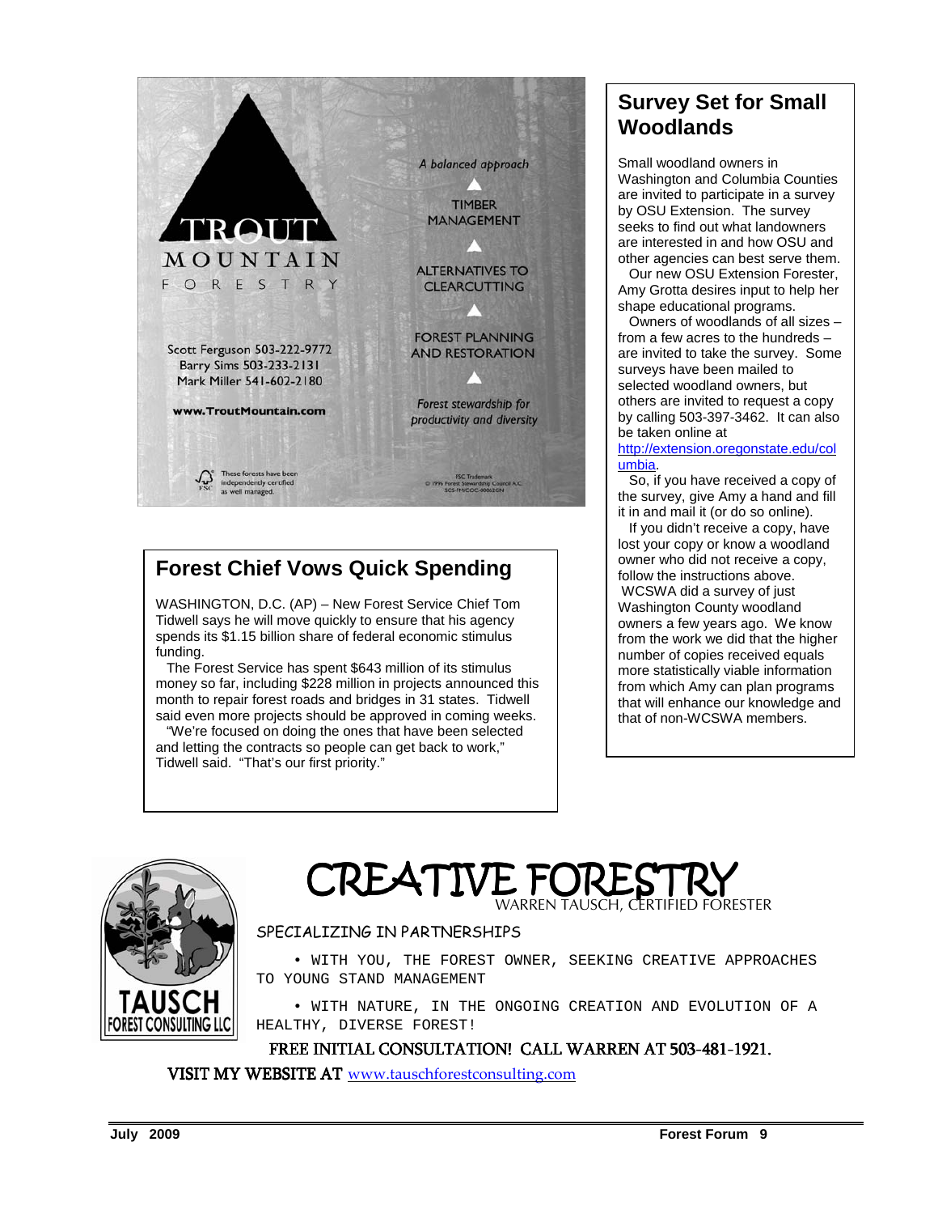TROUT MOUNTAIN FORESTRY

*A balanced approach*

TIMBER MANAGEMENT

ALTERNATIVES TO CLEARCUTTING

FOREST PLANNING AND RESTORATION

*Forest stewardship for productivity and diversity*

Scott Ferguson 503-222-9772
Barry Sims 503-233-2131
Mark Miller 541-602-2180

**www.TroutMountain.com**

These forests have been independently certified as well managed.

FSC Trademark © 1996 Forest Stewardship Council A.C. SCS-FM/COC-00062GN

## Survey Set for Small Woodlands

Small woodland owners in Washington and Columbia Counties are invited to participate in a survey by OSU Extension. The survey seeks to find out what landowners are interested in and how OSU and other agencies can best serve them.

Our new OSU Extension Forester, Amy Grotta desires input to help her shape educational programs.

Owners of woodlands of all sizes – from a few acres to the hundreds – are invited to take the survey. Some surveys have been mailed to selected woodland owners, but others are invited to request a copy by calling 503-397-3462. It can also be taken online at http://extension.oregonstate.edu/columbia.

So, if you have received a copy of the survey, give Amy a hand and fill it in and mail it (or do so online).

If you didn't receive a copy, have lost your copy or know a woodland owner who did not receive a copy, follow the instructions above.

WCSWA did a survey of just Washington County woodland owners a few years ago. We know from the work we did that the higher number of copies received equals more statistically viable information from which Amy can plan programs that will enhance our knowledge and that of non-WCSWA members.

## Forest Chief Vows Quick Spending

WASHINGTON, D.C. (AP) – New Forest Service Chief Tom Tidwell says he will move quickly to ensure that his agency spends its $1.15 billion share of federal economic stimulus funding.

The Forest Service has spent $643 million of its stimulus money so far, including $228 million in projects announced this month to repair forest roads and bridges in 31 states. Tidwell said even more projects should be approved in coming weeks.

"We're focused on doing the ones that have been selected and letting the contracts so people can get back to work," Tidwell said. "That's our first priority."

TAUSCH FOREST CONSULTING LLC

# CREATIVE FORESTRY

WARREN TAUSCH, CERTIFIED FORESTER

SPECIALIZING IN PARTNERSHIPS

- WITH YOU, THE FOREST OWNER, SEEKING CREATIVE APPROACHES TO YOUNG STAND MANAGEMENT
- WITH NATURE, IN THE ONGOING CREATION AND EVOLUTION OF A HEALTHY, DIVERSE FOREST!

FREE INITIAL CONSULTATION! CALL WARREN AT 503-481-1921.

VISIT MY WEBSITE AT www.tauschforestconsulting.com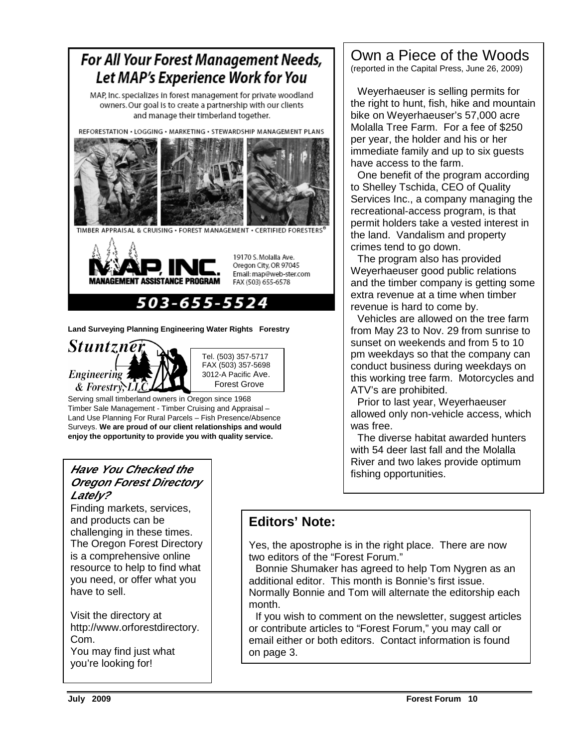# For All Your Forest Management Needs, Let MAP's Experience Work for You

MAP, Inc. specializes in forest management for private woodland owners. Our goal is to create a partnership with our clients and manage their timberland together.

REFORESTATION • LOGGING • MARKETING • STEWARDSHIP MANAGEMENT PLANS

TIMBER APPRAISAL & CRUISING • FOREST MANAGEMENT • CERTIFIED FORESTERS®

MAP, INC.
MANAGEMENT ASSISTANCE PROGRAM

19170 S. Molalla Ave.
Oregon City, OR 97045
Email: map@web-ster.com
FAX (503) 655-6578

**503-655-5524**

**Land Surveying Planning Engineering Water Rights Forestry**

*Stuntzner Engineering & Forestry, LLC*

Tel. (503) 357-5717
FAX (503) 357-5698
3012-A Pacific Ave.
Forest Grove

Serving small timberland owners in Oregon since 1968
Timber Sale Management - Timber Cruising and Appraisal – Land Use Planning For Rural Parcels – Fish Presence/Absence Surveys. **We are proud of our client relationships and would enjoy the opportunity to provide you with quality service.**

### *Have You Checked the Oregon Forest Directory Lately?*

Finding markets, services, and products can be challenging in these times. The Oregon Forest Directory is a comprehensive online resource to help to find what you need, or offer what you have to sell.

Visit the directory at http://www.orforestdirectory.Com.
You may find just what you're looking for!

## Own a Piece of the Woods

(reported in the Capital Press, June 26, 2009)

Weyerhaeuser is selling permits for the right to hunt, fish, hike and mountain bike on Weyerhaeuser's 57,000 acre Molalla Tree Farm. For a fee of $250 per year, the holder and his or her immediate family and up to six guests have access to the farm.

One benefit of the program according to Shelley Tschida, CEO of Quality Services Inc., a company managing the recreational-access program, is that permit holders take a vested interest in the land. Vandalism and property crimes tend to go down.

The program also has provided Weyerhaeuser good public relations and the timber company is getting some extra revenue at a time when timber revenue is hard to come by.

Vehicles are allowed on the tree farm from May 23 to Nov. 29 from sunrise to sunset on weekends and from 5 to 10 pm weekdays so that the company can conduct business during weekdays on this working tree farm. Motorcycles and ATV's are prohibited.

Prior to last year, Weyerhaeuser allowed only non-vehicle access, which was free.

The diverse habitat awarded hunters with 54 deer last fall and the Molalla River and two lakes provide optimum fishing opportunities.

## Editors' Note:

Yes, the apostrophe is in the right place. There are now two editors of the "Forest Forum."

Bonnie Shumaker has agreed to help Tom Nygren as an additional editor. This month is Bonnie's first issue. Normally Bonnie and Tom will alternate the editorship each month.

If you wish to comment on the newsletter, suggest articles or contribute articles to "Forest Forum," you may call or email either or both editors. Contact information is found on page 3.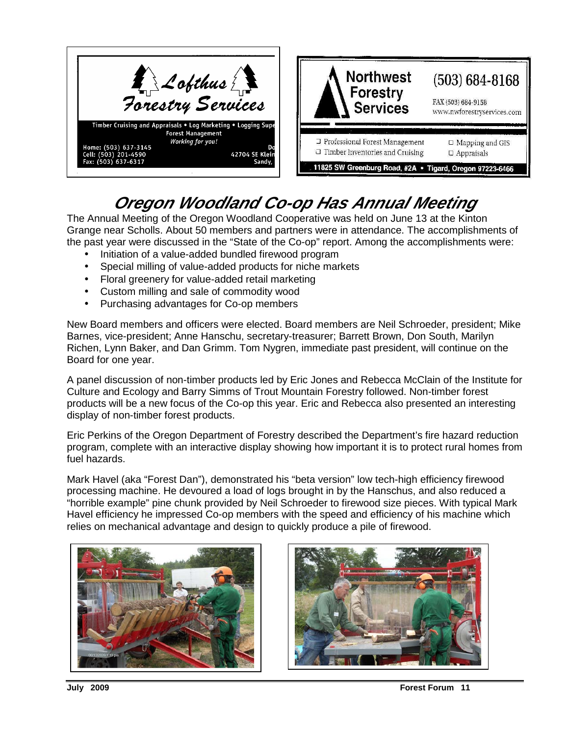Lofthus Forestry Services

Timber Cruising and Appraisals • Log Marketing • Logging Supe
Forest Management
*Working for you!*

Home: (503) 637-3145
Cell: (503) 201-4590
Fax: (503) 637-6317

Do
42704 SE Klein
Sandy,

Northwest Forestry Services

(503) 684-8168

FAX (503) 684-9158
www.nwforestryservices.com

- Professional Forest Management
- Timber Inventories and Cruising
- Mapping and GIS
- Appraisals

11825 SW Greenburg Road, #2A • Tigard, Oregon 97223-6466

# *Oregon Woodland Co-op Has Annual Meeting*

The Annual Meeting of the Oregon Woodland Cooperative was held on June 13 at the Kinton Grange near Scholls. About 50 members and partners were in attendance. The accomplishments of the past year were discussed in the "State of the Co-op" report. Among the accomplishments were:

- Initiation of a value-added bundled firewood program
- Special milling of value-added products for niche markets
- Floral greenery for value-added retail marketing
- Custom milling and sale of commodity wood
- Purchasing advantages for Co-op members

New Board members and officers were elected. Board members are Neil Schroeder, president; Mike Barnes, vice-president; Anne Hanschu, secretary-treasurer; Barrett Brown, Don South, Marilyn Richen, Lynn Baker, and Dan Grimm. Tom Nygren, immediate past president, will continue on the Board for one year.

A panel discussion of non-timber products led by Eric Jones and Rebecca McClain of the Institute for Culture and Ecology and Barry Simms of Trout Mountain Forestry followed. Non-timber forest products will be a new focus of the Co-op this year. Eric and Rebecca also presented an interesting display of non-timber forest products.

Eric Perkins of the Oregon Department of Forestry described the Department's fire hazard reduction program, complete with an interactive display showing how important it is to protect rural homes from fuel hazards.

Mark Havel (aka "Forest Dan"), demonstrated his "beta version" low tech-high efficiency firewood processing machine. He devoured a load of logs brought in by the Hanschus, and also reduced a "horrible example" pine chunk provided by Neil Schroeder to firewood size pieces. With typical Mark Havel efficiency he impressed Co-op members with the speed and efficiency of his machine which relies on mechanical advantage and design to quickly produce a pile of firewood.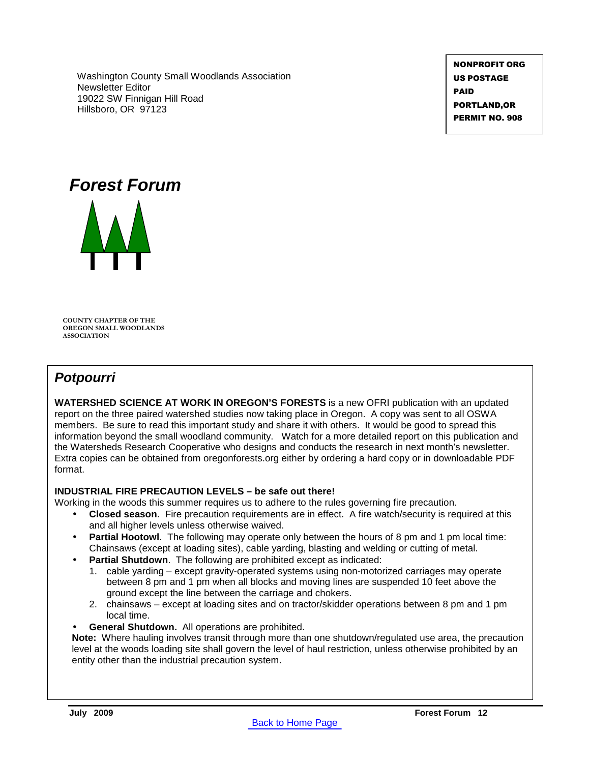Washington County Small Woodlands Association
Newsletter Editor
19022 SW Finnigan Hill Road
Hillsboro, OR 97123

**NONPROFIT ORG**
**US POSTAGE**
**PAID**
**PORTLAND,OR**
**PERMIT NO. 908**

# *Forest Forum*

**COUNTY CHAPTER OF THE OREGON SMALL WOODLANDS ASSOCIATION**

## *Potpourri*

**WATERSHED SCIENCE AT WORK IN OREGON'S FORESTS** is a new OFRI publication with an updated report on the three paired watershed studies now taking place in Oregon. A copy was sent to all OSWA members. Be sure to read this important study and share it with others. It would be good to spread this information beyond the small woodland community. Watch for a more detailed report on this publication and the Watersheds Research Cooperative who designs and conducts the research in next month's newsletter. Extra copies can be obtained from oregonforests.org either by ordering a hard copy or in downloadable PDF format.

**INDUSTRIAL FIRE PRECAUTION LEVELS – be safe out there!**
Working in the woods this summer requires us to adhere to the rules governing fire precaution.

- **Closed season**. Fire precaution requirements are in effect. A fire watch/security is required at this and all higher levels unless otherwise waived.
- **Partial Hootowl**. The following may operate only between the hours of 8 pm and 1 pm local time: Chainsaws (except at loading sites), cable yarding, blasting and welding or cutting of metal.
- **Partial Shutdown**. The following are prohibited except as indicated:
  1. cable yarding – except gravity-operated systems using non-motorized carriages may operate between 8 pm and 1 pm when all blocks and moving lines are suspended 10 feet above the ground except the line between the carriage and chokers.
  2. chainsaws – except at loading sites and on tractor/skidder operations between 8 pm and 1 pm local time.
- **General Shutdown.** All operations are prohibited.

**Note:** Where hauling involves transit through more than one shutdown/regulated use area, the precaution level at the woods loading site shall govern the level of haul restriction, unless otherwise prohibited by an entity other than the industrial precaution system.

Back to Home Page